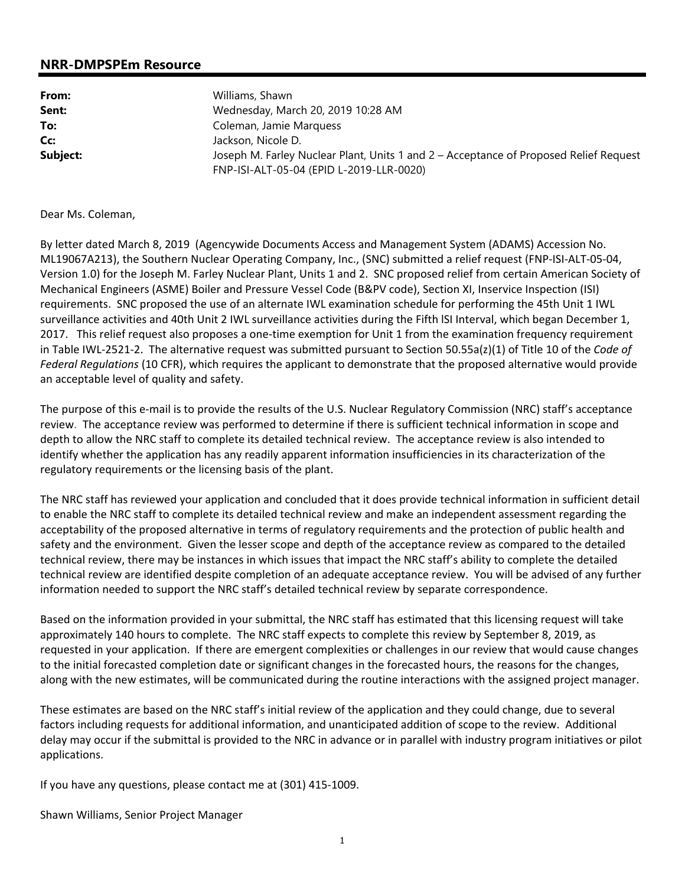## NRR-DMPSPEm Resource

| | |
|---|---|
| **From:** | Williams, Shawn |
| **Sent:** | Wednesday, March 20, 2019 10:28 AM |
| **To:** | Coleman, Jamie Marquess |
| **Cc:** | Jackson, Nicole D. |
| **Subject:** | Joseph M. Farley Nuclear Plant, Units 1 and 2 – Acceptance of Proposed Relief Request FNP-ISI-ALT-05-04 (EPID L-2019-LLR-0020) |

Dear Ms. Coleman,

By letter dated March 8, 2019 (Agencywide Documents Access and Management System (ADAMS) Accession No. ML19067A213), the Southern Nuclear Operating Company, Inc., (SNC) submitted a relief request (FNP-ISI-ALT-05-04, Version 1.0) for the Joseph M. Farley Nuclear Plant, Units 1 and 2. SNC proposed relief from certain American Society of Mechanical Engineers (ASME) Boiler and Pressure Vessel Code (B&PV code), Section XI, Inservice Inspection (ISI) requirements. SNC proposed the use of an alternate IWL examination schedule for performing the 45th Unit 1 IWL surveillance activities and 40th Unit 2 IWL surveillance activities during the Fifth lSI Interval, which began December 1, 2017. This relief request also proposes a one-time exemption for Unit 1 from the examination frequency requirement in Table IWL-2521-2. The alternative request was submitted pursuant to Section 50.55a(z)(1) of Title 10 of the *Code of Federal Regulations* (10 CFR), which requires the applicant to demonstrate that the proposed alternative would provide an acceptable level of quality and safety.

The purpose of this e-mail is to provide the results of the U.S. Nuclear Regulatory Commission (NRC) staff's acceptance review. The acceptance review was performed to determine if there is sufficient technical information in scope and depth to allow the NRC staff to complete its detailed technical review. The acceptance review is also intended to identify whether the application has any readily apparent information insufficiencies in its characterization of the regulatory requirements or the licensing basis of the plant.

The NRC staff has reviewed your application and concluded that it does provide technical information in sufficient detail to enable the NRC staff to complete its detailed technical review and make an independent assessment regarding the acceptability of the proposed alternative in terms of regulatory requirements and the protection of public health and safety and the environment. Given the lesser scope and depth of the acceptance review as compared to the detailed technical review, there may be instances in which issues that impact the NRC staff's ability to complete the detailed technical review are identified despite completion of an adequate acceptance review. You will be advised of any further information needed to support the NRC staff's detailed technical review by separate correspondence.

Based on the information provided in your submittal, the NRC staff has estimated that this licensing request will take approximately 140 hours to complete. The NRC staff expects to complete this review by September 8, 2019, as requested in your application. If there are emergent complexities or challenges in our review that would cause changes to the initial forecasted completion date or significant changes in the forecasted hours, the reasons for the changes, along with the new estimates, will be communicated during the routine interactions with the assigned project manager.

These estimates are based on the NRC staff's initial review of the application and they could change, due to several factors including requests for additional information, and unanticipated addition of scope to the review. Additional delay may occur if the submittal is provided to the NRC in advance or in parallel with industry program initiatives or pilot applications.

If you have any questions, please contact me at (301) 415-1009.

Shawn Williams, Senior Project Manager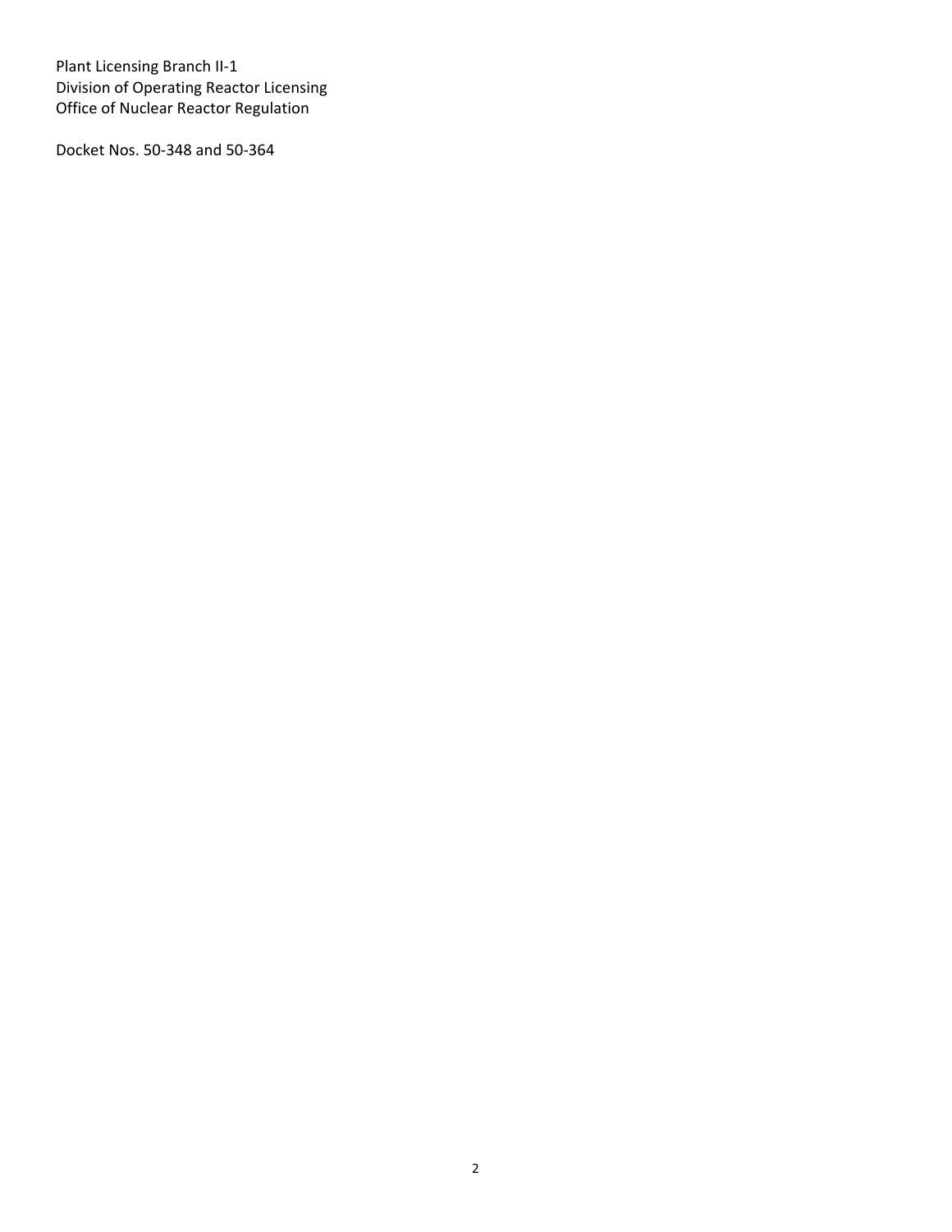Plant Licensing Branch II-1
Division of Operating Reactor Licensing
Office of Nuclear Reactor Regulation

Docket Nos. 50-348 and 50-364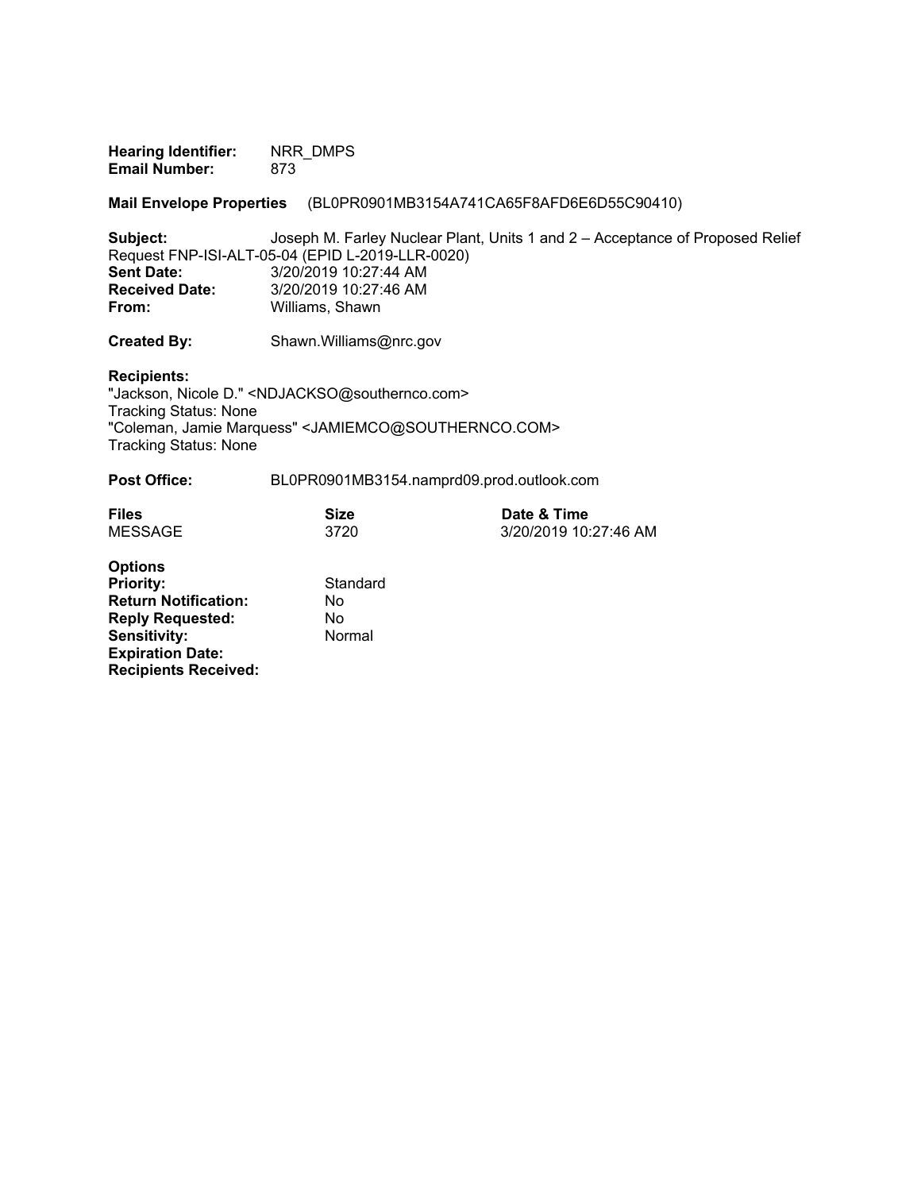**Hearing Identifier:** NRR_DMPS
**Email Number:** 873

**Mail Envelope Properties** (BL0PR0901MB3154A741CA65F8AFD6E6D55C90410)

**Subject:** Joseph M. Farley Nuclear Plant, Units 1 and 2 – Acceptance of Proposed Relief Request FNP-ISI-ALT-05-04 (EPID L-2019-LLR-0020)
**Sent Date:** 3/20/2019 10:27:44 AM
**Received Date:** 3/20/2019 10:27:46 AM
**From:** Williams, Shawn

**Created By:** Shawn.Williams@nrc.gov

**Recipients:**
"Jackson, Nicole D." <NDJACKSO@southernco.com>
Tracking Status: None
"Coleman, Jamie Marquess" <JAMIEMCO@SOUTHERNCO.COM>
Tracking Status: None

**Post Office:** BL0PR0901MB3154.namprd09.prod.outlook.com

| Files | Size | Date & Time |
| --- | --- | --- |
| MESSAGE | 3720 | 3/20/2019 10:27:46 AM |

**Options**
**Priority:** Standard
**Return Notification:** No
**Reply Requested:** No
**Sensitivity:** Normal
**Expiration Date:**
**Recipients Received:**